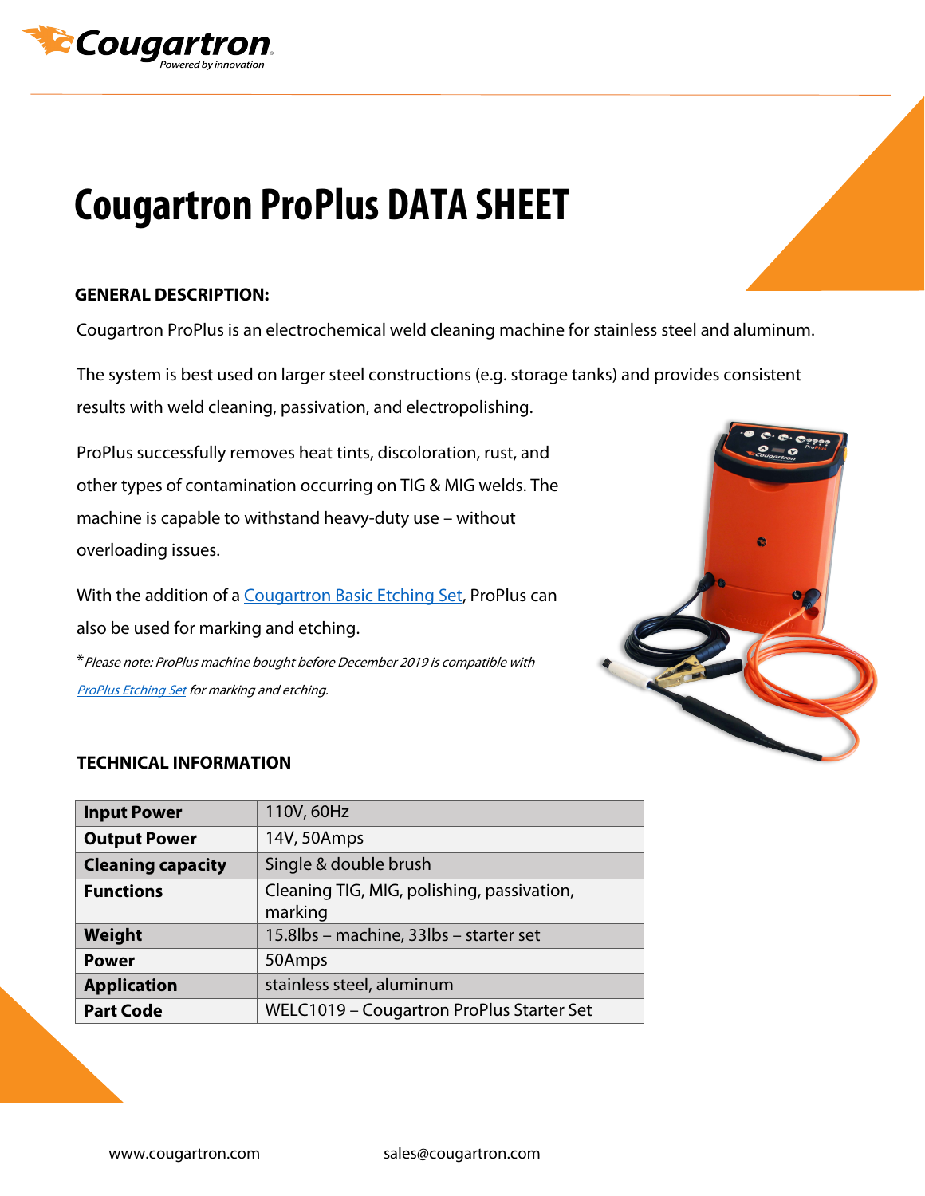# Cougartron ProPlus DATA SHEET

**GENERAL DESCRIPTION:**

Cougartron ProPlus is an electrochemical weld cleaning machine for stainless steel and aluminum.

The system is best used on larger steel constructions (e.g. storage tanks) and provides consistent results with weld cleaning, passivation, and electropolishing.

ProPlus successfully removes heat tints, discoloration, rust, and other types of contamination occurring on TIG & MIG welds. The machine is capable to withstand heavy-duty use – without overloading issues.

With the addition of a Cougartron Basic Etching Set, ProPlus can also be used for marking and etching.

**Please note: ProPlus machine bought before December 2019 is compatible with ProPlus Etching Set for marking and etching.*

**TECHNICAL INFORMATION**

| **Input Power** | 110V, 60Hz |
|---|---|
| **Output Power** | 14V, 50Amps |
| **Cleaning capacity** | Single & double brush |
| **Functions** | Cleaning TIG, MIG, polishing, passivation, marking |
| **Weight** | 15.8lbs – machine, 33lbs – starter set |
| **Power** | 50Amps |
| **Application** | stainless steel, aluminum |
| **Part Code** | WELC1019 – Cougartron ProPlus Starter Set |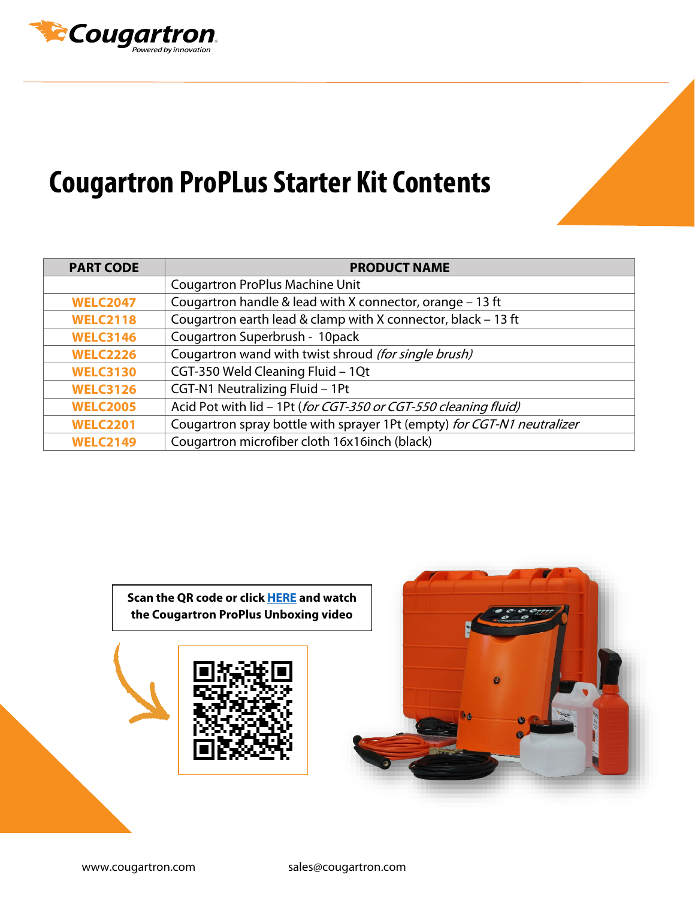# Cougartron ProPLus Starter Kit Contents

| PART CODE | PRODUCT NAME |
|---|---|
| | Cougartron ProPlus Machine Unit |
| WELC2047 | Cougartron handle & lead with X connector, orange – 13 ft |
| WELC2118 | Cougartron earth lead & clamp with X connector, black – 13 ft |
| WELC3146 | Cougartron Superbrush - 10pack |
| WELC2226 | Cougartron wand with twist shroud *(for single brush)* |
| WELC3130 | CGT-350 Weld Cleaning Fluid – 1Qt |
| WELC3126 | CGT-N1 Neutralizing Fluid – 1Pt |
| WELC2005 | Acid Pot with lid – 1Pt (*for CGT-350 or CGT-550 cleaning fluid)* |
| WELC2201 | Cougartron spray bottle with sprayer 1Pt (empty) *for CGT-N1 neutralizer* |
| WELC2149 | Cougartron microfiber cloth 16x16inch (black) |

**Scan the QR code or click HERE and watch the Cougartron ProPlus Unboxing video**

www.cougartron.com

sales@cougartron.com